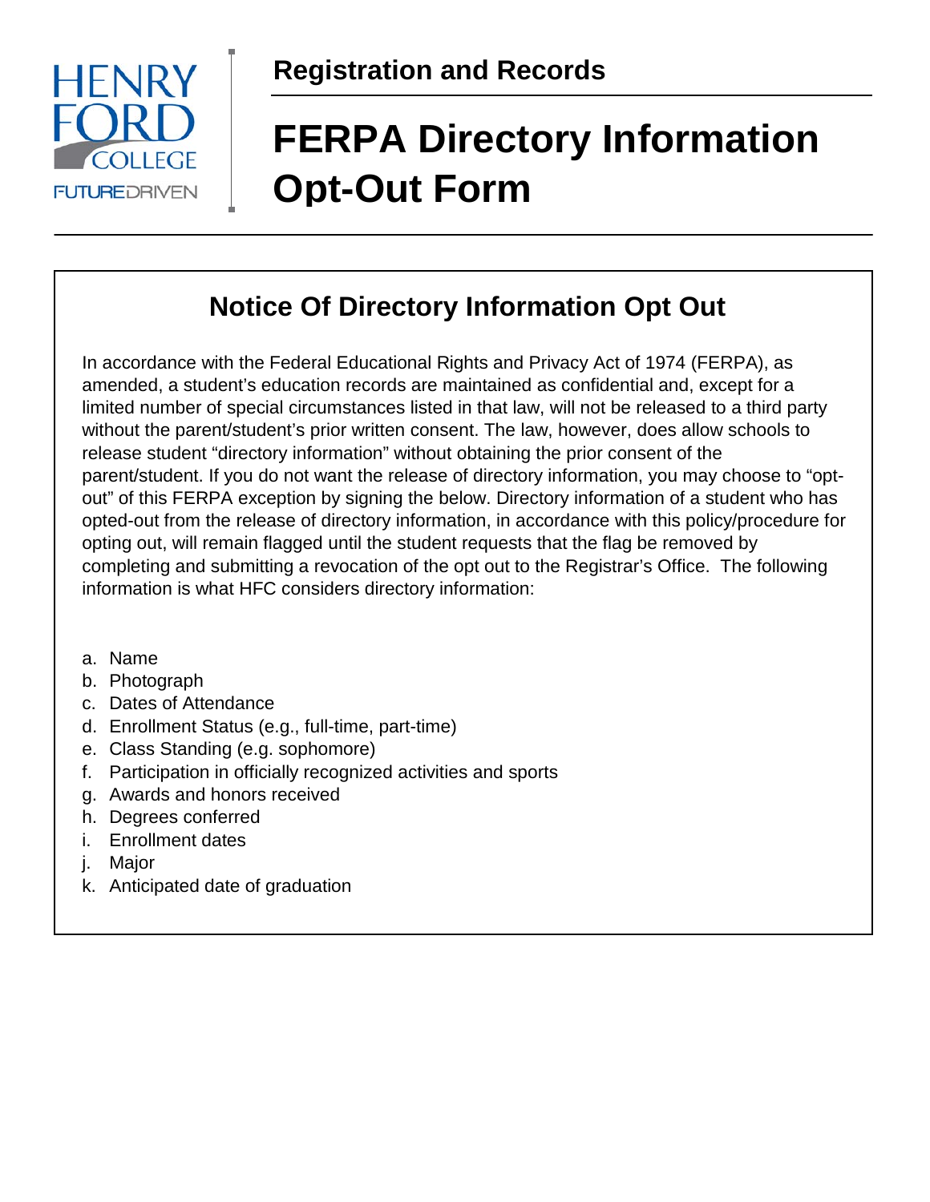Registration and Records

# FERPA Directory Information Opt-Out Form

## Notice Of Directory Information Opt Out

In accordance with the Federal Educational Rights and Privacy Act of 1974 (FERPA), as amended, a student's education records are maintained as confidential and, except for a limited number of special circumstances listed in that law, will not be released to a third party without the parent/student's prior written consent. The law, however, does allow schools to release student "directory information" without obtaining the prior consent of the parent/student. If you do not want the release of directory information, you may choose to "opt-out" of this FERPA exception by signing the below. Directory information of a student who has opted-out from the release of directory information, in accordance with this policy/procedure for opting out, will remain flagged until the student requests that the flag be removed by completing and submitting a revocation of the opt out to the Registrar's Office. The following information is what HFC considers directory information:

a. Name
b. Photograph
c. Dates of Attendance
d. Enrollment Status (e.g., full-time, part-time)
e. Class Standing (e.g. sophomore)
f. Participation in officially recognized activities and sports
g. Awards and honors received
h. Degrees conferred
i. Enrollment dates
j. Major
k. Anticipated date of graduation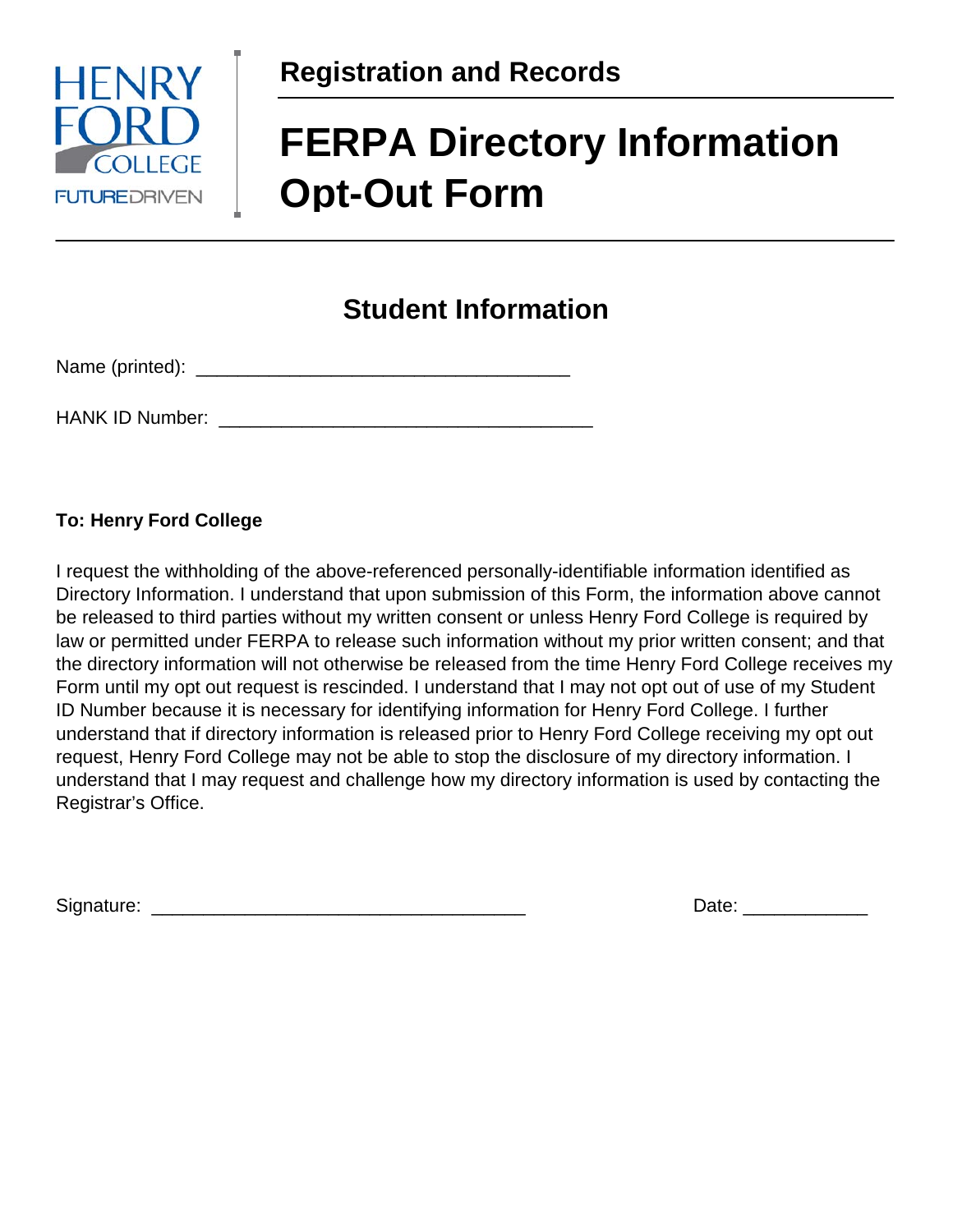Registration and Records

# FERPA Directory Information Opt-Out Form

## Student Information

Name (printed): ___________________________________

HANK ID Number: ___________________________________

**To: Henry Ford College**

I request the withholding of the above-referenced personally-identifiable information identified as Directory Information. I understand that upon submission of this Form, the information above cannot be released to third parties without my written consent or unless Henry Ford College is required by law or permitted under FERPA to release such information without my prior written consent; and that the directory information will not otherwise be released from the time Henry Ford College receives my Form until my opt out request is rescinded. I understand that I may not opt out of use of my Student ID Number because it is necessary for identifying information for Henry Ford College. I further understand that if directory information is released prior to Henry Ford College receiving my opt out request, Henry Ford College may not be able to stop the disclosure of my directory information. I understand that I may request and challenge how my directory information is used by contacting the Registrar's Office.

Signature: ___________________________________ Date: ____________